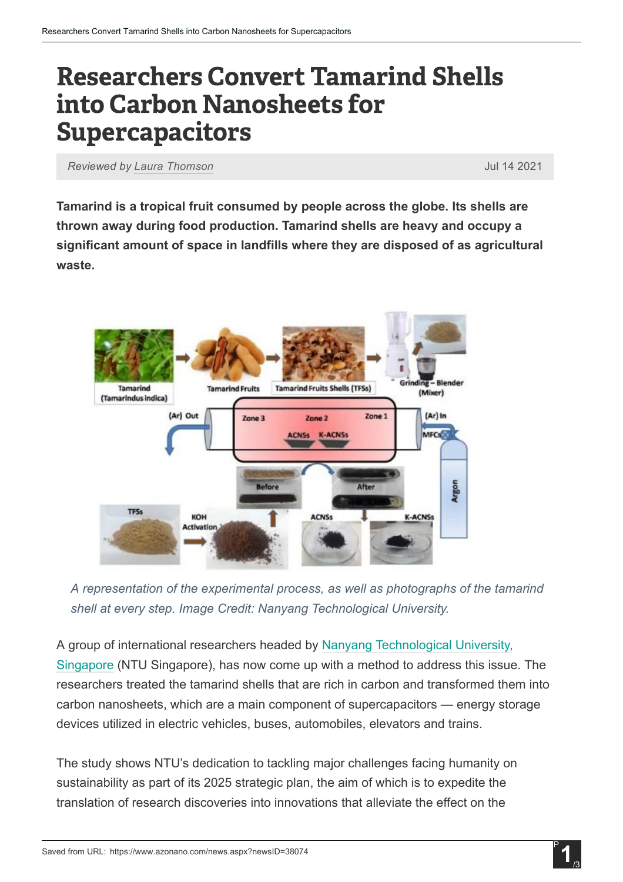# Researchers Convert Tamarind Shells into Carbon Nanosheets for Supercapacitors

*Reviewed by Laura Thomson* Jul 14 2021

**Tamarind is a tropical fruit consumed by people across the globe. Its shells are thrown away during food production. Tamarind shells are heavy and occupy a significant amount of space in landfills where they are disposed of as agricultural waste.**

*A representation of the experimental process, as well as photographs of the tamarind shell at every step. Image Credit: Nanyang Technological University.*

A group of international researchers headed by Nanyang Technological University, Singapore (NTU Singapore), has now come up with a method to address this issue. The researchers treated the tamarind shells that are rich in carbon and transformed them into carbon nanosheets, which are a main component of supercapacitors — energy storage devices utilized in electric vehicles, buses, automobiles, elevators and trains.

The study shows NTU's dedication to tackling major challenges facing humanity on sustainability as part of its 2025 strategic plan, the aim of which is to expedite the translation of research discoveries into innovations that alleviate the effect on the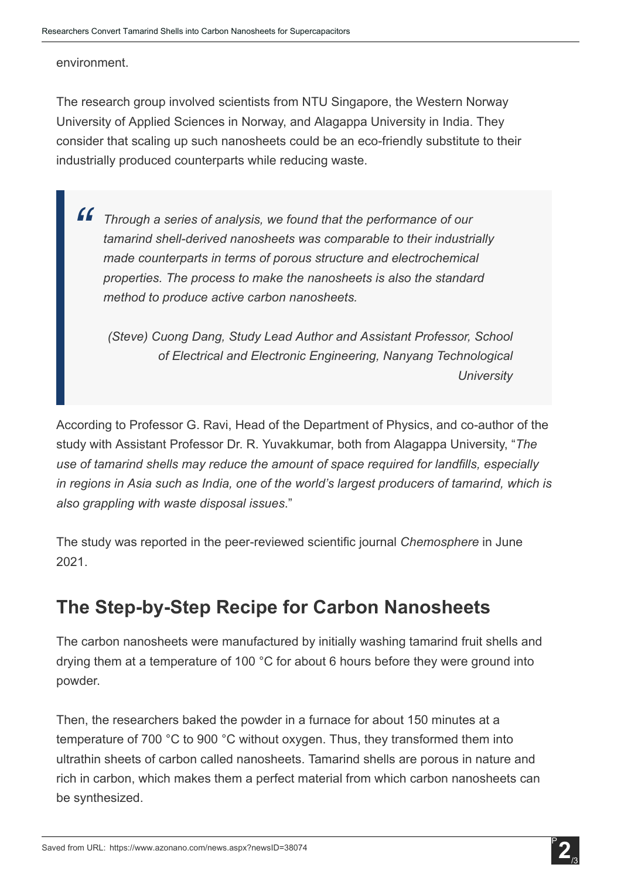environment.

The research group involved scientists from NTU Singapore, the Western Norway University of Applied Sciences in Norway, and Alagappa University in India. They consider that scaling up such nanosheets could be an eco-friendly substitute to their industrially produced counterparts while reducing waste.

> *Through a series of analysis, we found that the performance of our tamarind shell-derived nanosheets was comparable to their industrially made counterparts in terms of porous structure and electrochemical properties. The process to make the nanosheets is also the standard method to produce active carbon nanosheets.*
>
> *(Steve) Cuong Dang, Study Lead Author and Assistant Professor, School of Electrical and Electronic Engineering, Nanyang Technological University*

According to Professor G. Ravi, Head of the Department of Physics, and co-author of the study with Assistant Professor Dr. R. Yuvakkumar, both from Alagappa University, "*The use of tamarind shells may reduce the amount of space required for landfills, especially in regions in Asia such as India, one of the world's largest producers of tamarind, which is also grappling with waste disposal issues*."

The study was reported in the peer-reviewed scientific journal *Chemosphere* in June 2021.

## The Step-by-Step Recipe for Carbon Nanosheets

The carbon nanosheets were manufactured by initially washing tamarind fruit shells and drying them at a temperature of 100 °C for about 6 hours before they were ground into powder.

Then, the researchers baked the powder in a furnace for about 150 minutes at a temperature of 700 °C to 900 °C without oxygen. Thus, they transformed them into ultrathin sheets of carbon called nanosheets. Tamarind shells are porous in nature and rich in carbon, which makes them a perfect material from which carbon nanosheets can be synthesized.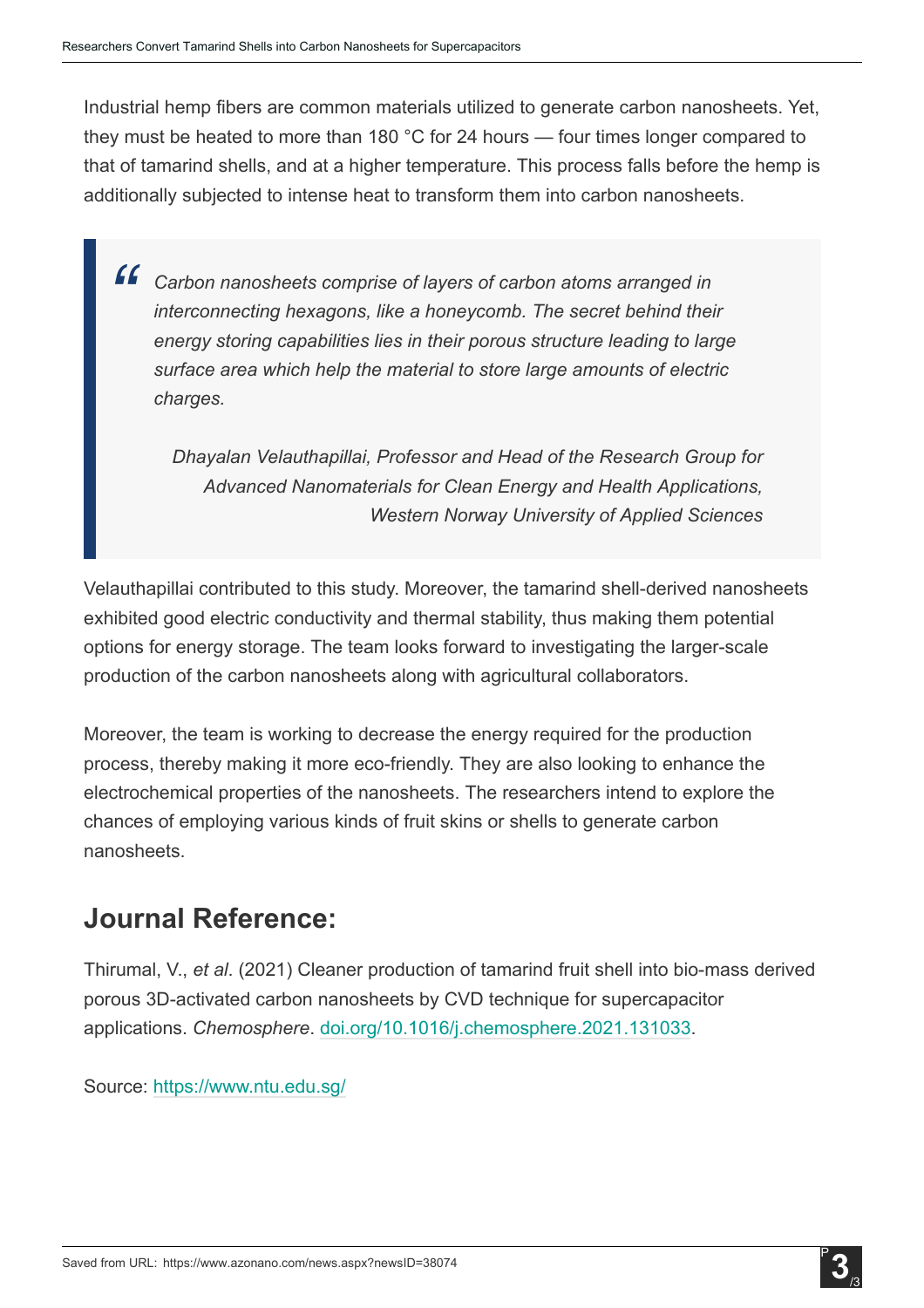Industrial hemp fibers are common materials utilized to generate carbon nanosheets. Yet, they must be heated to more than 180 °C for 24 hours — four times longer compared to that of tamarind shells, and at a higher temperature. This process falls before the hemp is additionally subjected to intense heat to transform them into carbon nanosheets.

> *Carbon nanosheets comprise of layers of carbon atoms arranged in interconnecting hexagons, like a honeycomb. The secret behind their energy storing capabilities lies in their porous structure leading to large surface area which help the material to store large amounts of electric charges.*
>
> *Dhayalan Velauthapillai, Professor and Head of the Research Group for Advanced Nanomaterials for Clean Energy and Health Applications, Western Norway University of Applied Sciences*

Velauthapillai contributed to this study. Moreover, the tamarind shell-derived nanosheets exhibited good electric conductivity and thermal stability, thus making them potential options for energy storage. The team looks forward to investigating the larger-scale production of the carbon nanosheets along with agricultural collaborators.

Moreover, the team is working to decrease the energy required for the production process, thereby making it more eco-friendly. They are also looking to enhance the electrochemical properties of the nanosheets. The researchers intend to explore the chances of employing various kinds of fruit skins or shells to generate carbon nanosheets.

## Journal Reference:

Thirumal, V., *et al*. (2021) Cleaner production of tamarind fruit shell into bio-mass derived porous 3D-activated carbon nanosheets by CVD technique for supercapacitor applications. *Chemosphere*. doi.org/10.1016/j.chemosphere.2021.131033.

Source: https://www.ntu.edu.sg/